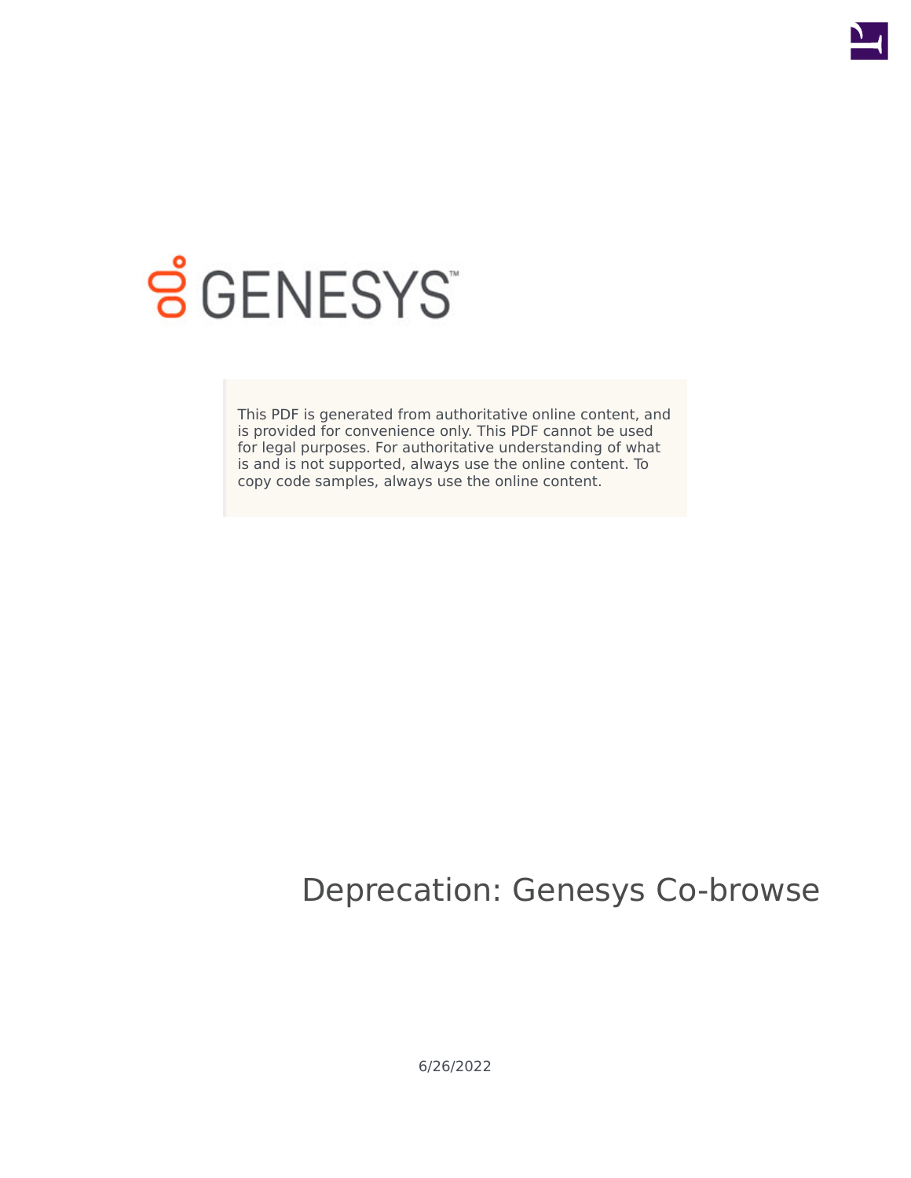This PDF is generated from authoritative online content, and is provided for convenience only. This PDF cannot be used for legal purposes. For authoritative understanding of what is and is not supported, always use the online content. To copy code samples, always use the online content.

# Deprecation: Genesys Co-browse

6/26/2022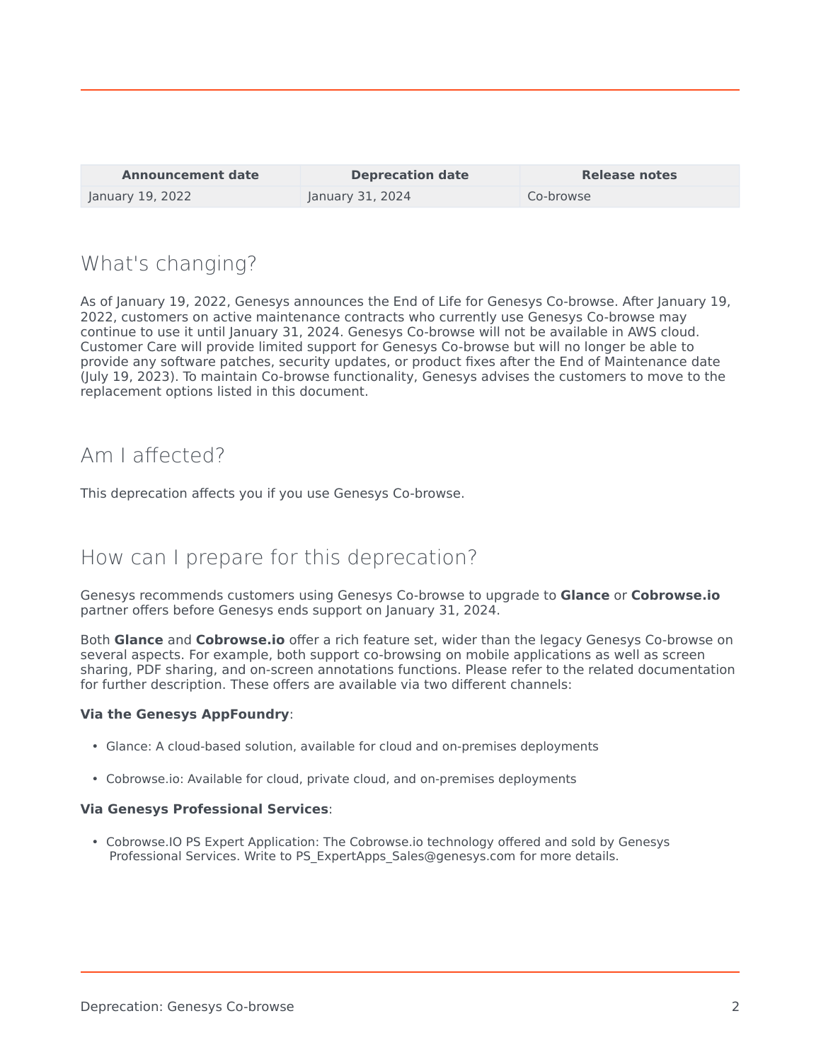| Announcement date | Deprecation date | Release notes |
| --- | --- | --- |
| January 19, 2022 | January 31, 2024 | Co-browse |

## What's changing?

As of January 19, 2022, Genesys announces the End of Life for Genesys Co-browse. After January 19, 2022, customers on active maintenance contracts who currently use Genesys Co-browse may continue to use it until January 31, 2024. Genesys Co-browse will not be available in AWS cloud. Customer Care will provide limited support for Genesys Co-browse but will no longer be able to provide any software patches, security updates, or product fixes after the End of Maintenance date (July 19, 2023). To maintain Co-browse functionality, Genesys advises the customers to move to the replacement options listed in this document.

## Am I affected?

This deprecation affects you if you use Genesys Co-browse.

## How can I prepare for this deprecation?

Genesys recommends customers using Genesys Co-browse to upgrade to **Glance** or **Cobrowse.io** partner offers before Genesys ends support on January 31, 2024.

Both **Glance** and **Cobrowse.io** offer a rich feature set, wider than the legacy Genesys Co-browse on several aspects. For example, both support co-browsing on mobile applications as well as screen sharing, PDF sharing, and on-screen annotations functions. Please refer to the related documentation for further description. These offers are available via two different channels:

**Via the Genesys AppFoundry**:

- Glance: A cloud-based solution, available for cloud and on-premises deployments
- Cobrowse.io: Available for cloud, private cloud, and on-premises deployments

**Via Genesys Professional Services**:

- Cobrowse.IO PS Expert Application: The Cobrowse.io technology offered and sold by Genesys Professional Services. Write to PS_ExpertApps_Sales@genesys.com for more details.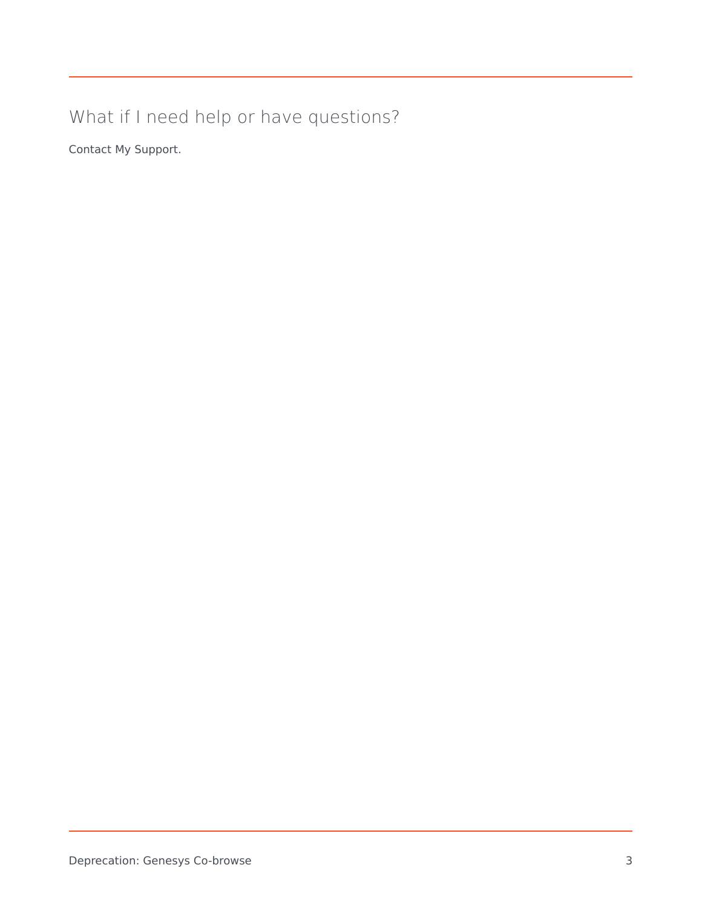## What if I need help or have questions?

Contact My Support.